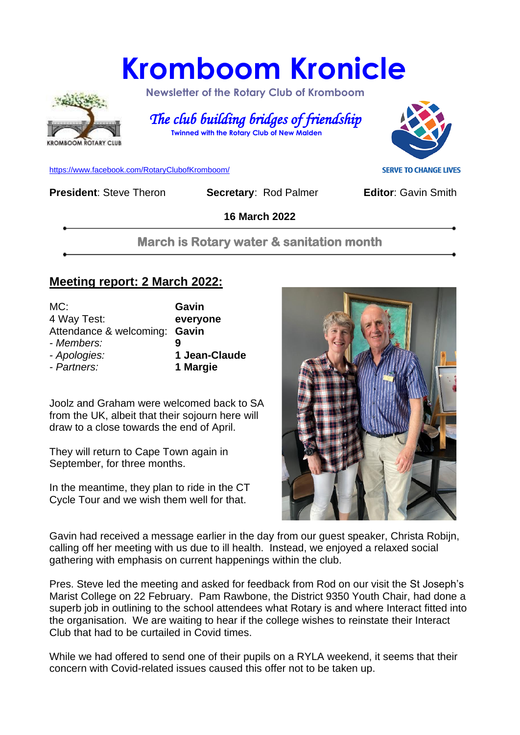# Kromboom Kronicle

**Newsletter of the Rotary Club of Kromboom**

*The club building bridges of friendship*

**Twinned with the Rotary Club of New Malden**

https://www.facebook.com/RotaryClubofKromboom/

SERVE TO CHANGE LIVES

**President**: Steve Theron **Secretary**: Rod Palmer **Editor**: Gavin Smith

**16 March 2022**

**March is Rotary water & sanitation month**

## Meeting report: 2 March 2022:

| | |
|---|---|
| MC: | **Gavin** |
| 4 Way Test: | **everyone** |
| Attendance & welcoming: | **Gavin** |
| *- Members:* | **9** |
| *- Apologies:* | **1 Jean-Claude** |
| *- Partners:* | **1 Margie** |

Joolz and Graham were welcomed back to SA from the UK, albeit that their sojourn here will draw to a close towards the end of April.

They will return to Cape Town again in September, for three months.

In the meantime, they plan to ride in the CT Cycle Tour and we wish them well for that.

Gavin had received a message earlier in the day from our guest speaker, Christa Robijn, calling off her meeting with us due to ill health. Instead, we enjoyed a relaxed social gathering with emphasis on current happenings within the club.

Pres. Steve led the meeting and asked for feedback from Rod on our visit the St Joseph's Marist College on 22 February. Pam Rawbone, the District 9350 Youth Chair, had done a superb job in outlining to the school attendees what Rotary is and where Interact fitted into the organisation. We are waiting to hear if the college wishes to reinstate their Interact Club that had to be curtailed in Covid times.

While we had offered to send one of their pupils on a RYLA weekend, it seems that their concern with Covid-related issues caused this offer not to be taken up.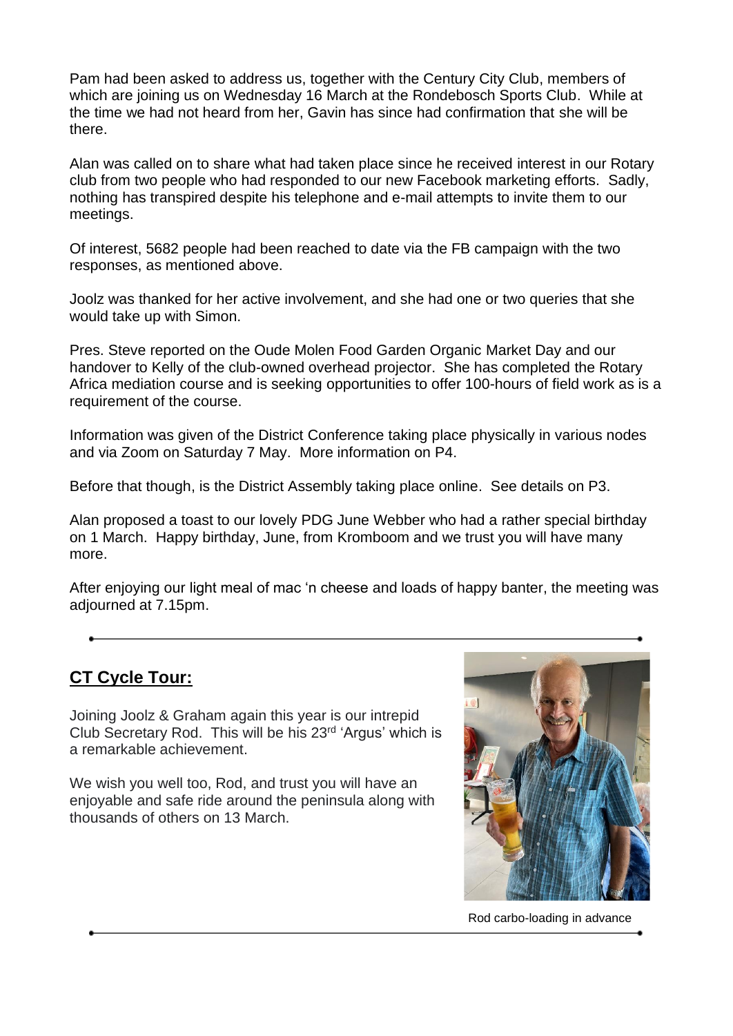Pam had been asked to address us, together with the Century City Club, members of which are joining us on Wednesday 16 March at the Rondebosch Sports Club. While at the time we had not heard from her, Gavin has since had confirmation that she will be there.

Alan was called on to share what had taken place since he received interest in our Rotary club from two people who had responded to our new Facebook marketing efforts. Sadly, nothing has transpired despite his telephone and e-mail attempts to invite them to our meetings.

Of interest, 5682 people had been reached to date via the FB campaign with the two responses, as mentioned above.

Joolz was thanked for her active involvement, and she had one or two queries that she would take up with Simon.

Pres. Steve reported on the Oude Molen Food Garden Organic Market Day and our handover to Kelly of the club-owned overhead projector. She has completed the Rotary Africa mediation course and is seeking opportunities to offer 100-hours of field work as is a requirement of the course.

Information was given of the District Conference taking place physically in various nodes and via Zoom on Saturday 7 May. More information on P4.

Before that though, is the District Assembly taking place online. See details on P3.

Alan proposed a toast to our lovely PDG June Webber who had a rather special birthday on 1 March. Happy birthday, June, from Kromboom and we trust you will have many more.

After enjoying our light meal of mac 'n cheese and loads of happy banter, the meeting was adjourned at 7.15pm.

---

## CT Cycle Tour:

Joining Joolz & Graham again this year is our intrepid Club Secretary Rod. This will be his 23rd 'Argus' which is a remarkable achievement.

We wish you well too, Rod, and trust you will have an enjoyable and safe ride around the peninsula along with thousands of others on 13 March.

Rod carbo-loading in advance

---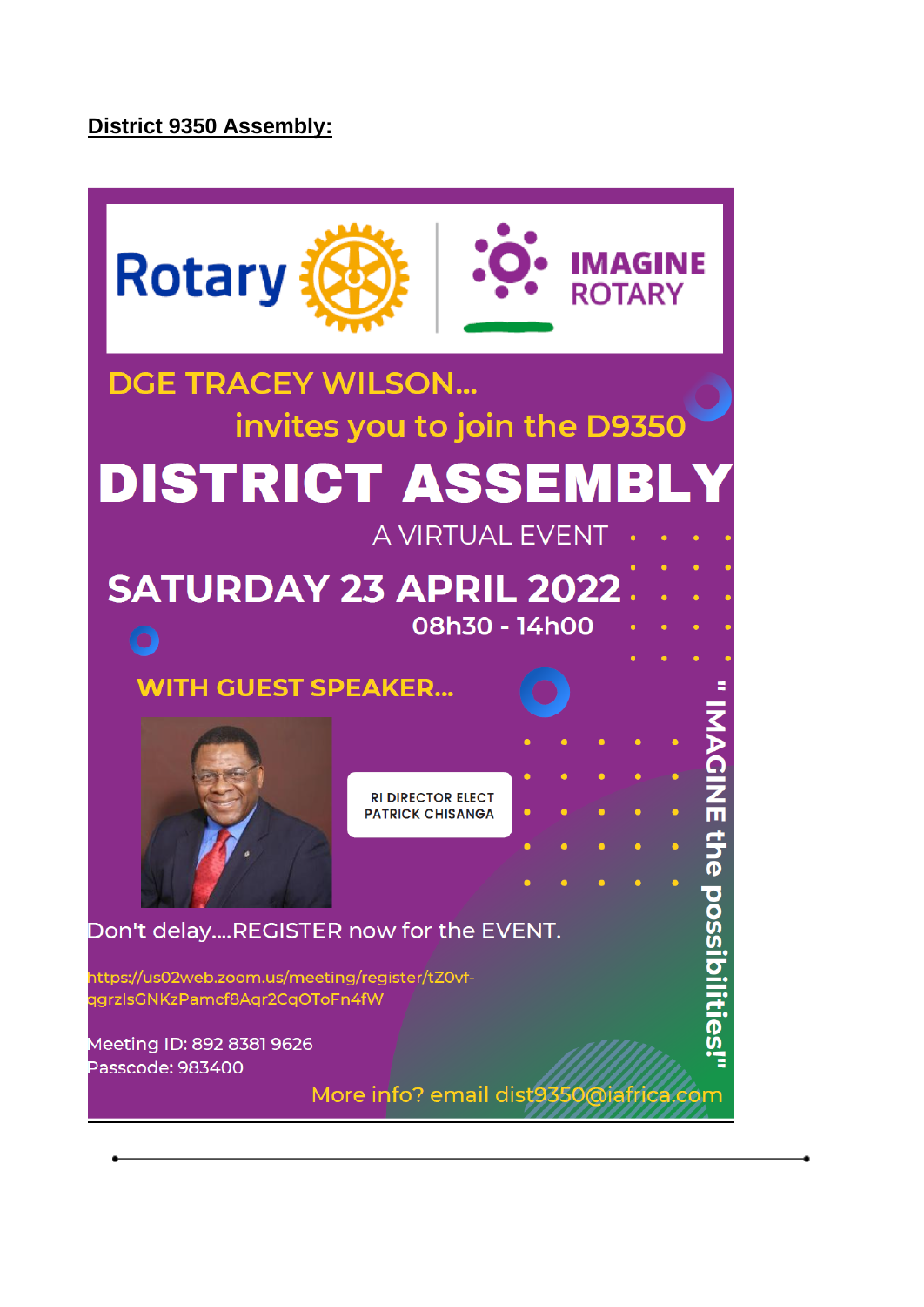**District 9350 Assembly:**

Rotary | IMAGINE ROTARY

DGE TRACEY WILSON...

invites you to join the D9350

# DISTRICT ASSEMBLY

A VIRTUAL EVENT

## SATURDAY 23 APRIL 2022

08h30 - 14h00

WITH GUEST SPEAKER...

RI DIRECTOR ELECT
PATRICK CHISANGA

" IMAGINE the possibilities!"

Don't delay....REGISTER now for the EVENT.

https://us02web.zoom.us/meeting/register/tZ0vf-qgrzIsGNKzPamcf8Aqr2CqOToFn4fW

Meeting ID: 892 8381 9626
Passcode: 983400

More info? email dist9350@iafrica.com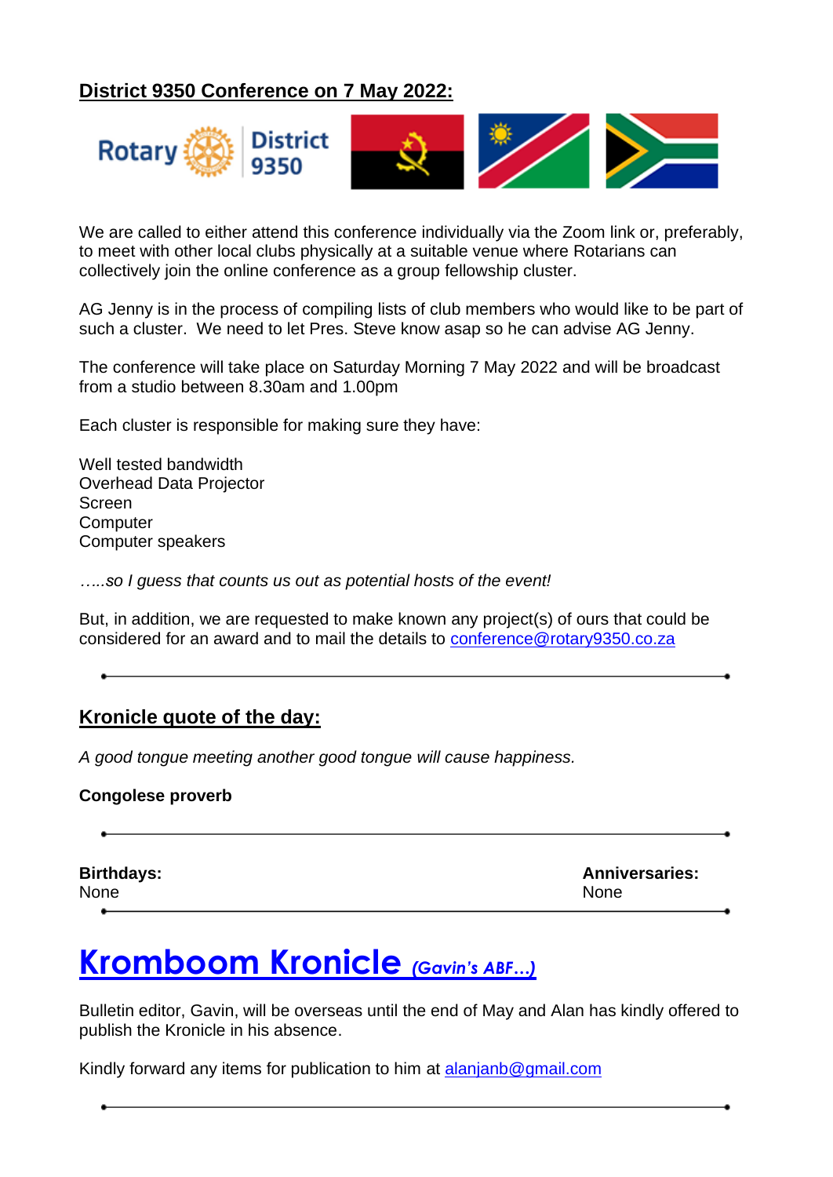## District 9350 Conference on 7 May 2022:

We are called to either attend this conference individually via the Zoom link or, preferably, to meet with other local clubs physically at a suitable venue where Rotarians can collectively join the online conference as a group fellowship cluster.

AG Jenny is in the process of compiling lists of club members who would like to be part of such a cluster. We need to let Pres. Steve know asap so he can advise AG Jenny.

The conference will take place on Saturday Morning 7 May 2022 and will be broadcast from a studio between 8.30am and 1.00pm

Each cluster is responsible for making sure they have:

Well tested bandwidth
Overhead Data Projector
Screen
Computer
Computer speakers

*…..so I guess that counts us out as potential hosts of the event!*

But, in addition, we are requested to make known any project(s) of ours that could be considered for an award and to mail the details to conference@rotary9350.co.za

---

## Kronicle quote of the day:

*A good tongue meeting another good tongue will cause happiness.*

**Congolese proverb**

---

**Birthdays:**
None

**Anniversaries:**
None

---

# Kromboom Kronicle *(Gavin's ABF…)*

Bulletin editor, Gavin, will be overseas until the end of May and Alan has kindly offered to publish the Kronicle in his absence.

Kindly forward any items for publication to him at alanjanb@gmail.com

---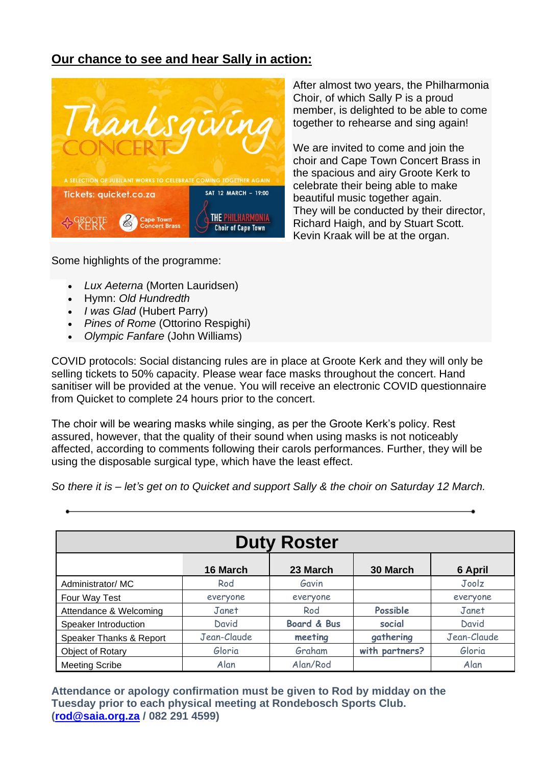## Our chance to see and hear Sally in action:

After almost two years, the Philharmonia Choir, of which Sally P is a proud member, is delighted to be able to come together to rehearse and sing again!

We are invited to come and join the choir and Cape Town Concert Brass in the spacious and airy Groote Kerk to celebrate their being able to make beautiful music together again.
They will be conducted by their director, Richard Haigh, and by Stuart Scott. Kevin Kraak will be at the organ.

Some highlights of the programme:

- *Lux Aeterna* (Morten Lauridsen)
- Hymn: *Old Hundredth*
- *I was Glad* (Hubert Parry)
- *Pines of Rome* (Ottorino Respighi)
- *Olympic Fanfare* (John Williams)

COVID protocols: Social distancing rules are in place at Groote Kerk and they will only be selling tickets to 50% capacity. Please wear face masks throughout the concert. Hand sanitiser will be provided at the venue. You will receive an electronic COVID questionnaire from Quicket to complete 24 hours prior to the concert.

The choir will be wearing masks while singing, as per the Groote Kerk's policy. Rest assured, however, that the quality of their sound when using masks is not noticeably affected, according to comments following their carols performances. Further, they will be using the disposable surgical type, which have the least effect.

*So there it is – let's get on to Quicket and support Sally & the choir on Saturday 12 March.*

---

| Duty Roster | | | | |
|---|---|---|---|---|
| | 16 March | 23 March | 30 March | 6 April |
| Administrator/ MC | Rod | Gavin | | Joolz |
| Four Way Test | everyone | everyone | | everyone |
| Attendance & Welcoming | Janet | Rod | **Possible** | Janet |
| Speaker Introduction | David | **Board & Bus** | **social** | David |
| Speaker Thanks & Report | Jean-Claude | **meeting** | **gathering** | Jean-Claude |
| Object of Rotary | Gloria | Graham | **with partners?** | Gloria |
| Meeting Scribe | Alan | Alan/Rod | | Alan |

**Attendance or apology confirmation must be given to Rod by midday on the Tuesday prior to each physical meeting at Rondebosch Sports Club. (rod@saia.org.za / 082 291 4599)**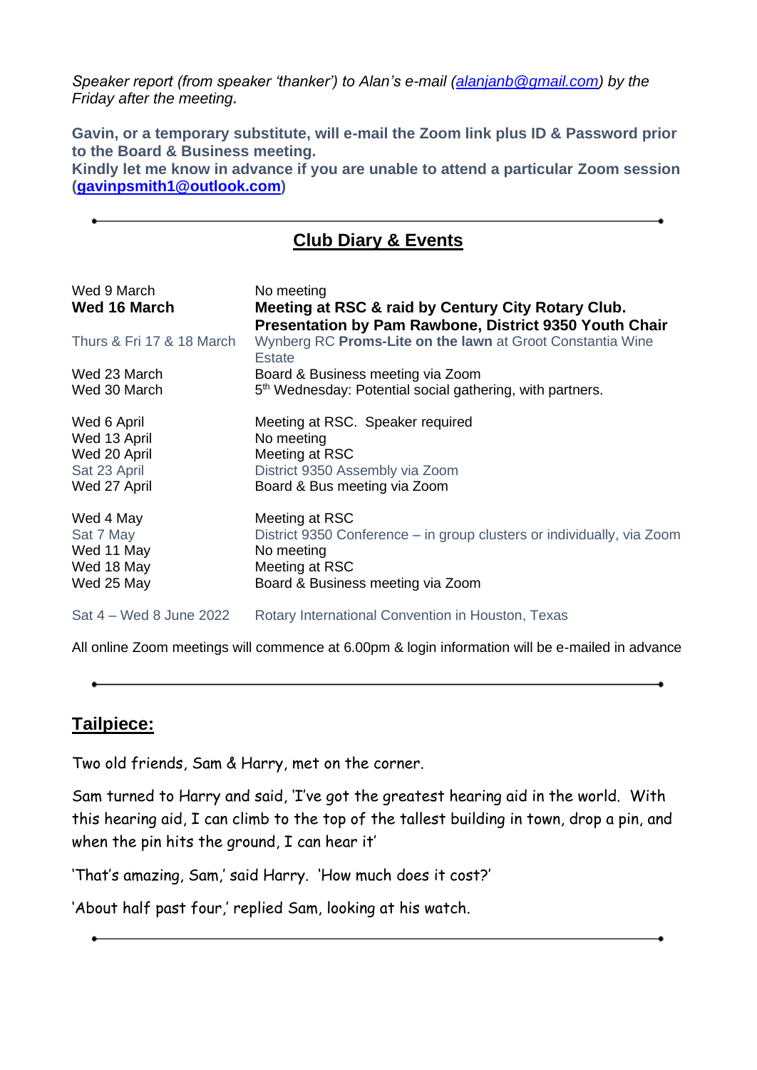*Speaker report (from speaker 'thanker') to Alan's e-mail ([alanjanb@gmail.com](mailto:alanjanb@gmail.com)) by the Friday after the meeting.*

**Gavin, or a temporary substitute, will e-mail the Zoom link plus ID & Password prior to the Board & Business meeting.**
**Kindly let me know in advance if you are unable to attend a particular Zoom session ([gavinpsmith1@outlook.com](mailto:gavinpsmith1@outlook.com))**

---

## Club Diary & Events

| | |
|---|---|
| Wed 9 March | No meeting |
| **Wed 16 March** | **Meeting at RSC & raid by Century City Rotary Club. Presentation by Pam Rawbone, District 9350 Youth Chair** |
| Thurs & Fri 17 & 18 March | Wynberg RC **Proms-Lite on the lawn** at Groot Constantia Wine Estate |
| Wed 23 March | Board & Business meeting via Zoom |
| Wed 30 March | 5th Wednesday: Potential social gathering, with partners. |
| Wed 6 April | Meeting at RSC. Speaker required |
| Wed 13 April | No meeting |
| Wed 20 April | Meeting at RSC |
| Sat 23 April | District 9350 Assembly via Zoom |
| Wed 27 April | Board & Bus meeting via Zoom |
| Wed 4 May | Meeting at RSC |
| Sat 7 May | District 9350 Conference – in group clusters or individually, via Zoom |
| Wed 11 May | No meeting |
| Wed 18 May | Meeting at RSC |
| Wed 25 May | Board & Business meeting via Zoom |
| Sat 4 – Wed 8 June 2022 | Rotary International Convention in Houston, Texas |

All online Zoom meetings will commence at 6.00pm & login information will be e-mailed in advance

---

## Tailpiece:

Two old friends, Sam & Harry, met on the corner.

Sam turned to Harry and said, 'I've got the greatest hearing aid in the world. With this hearing aid, I can climb to the top of the tallest building in town, drop a pin, and when the pin hits the ground, I can hear it'

'That's amazing, Sam,' said Harry. 'How much does it cost?'

'About half past four,' replied Sam, looking at his watch.